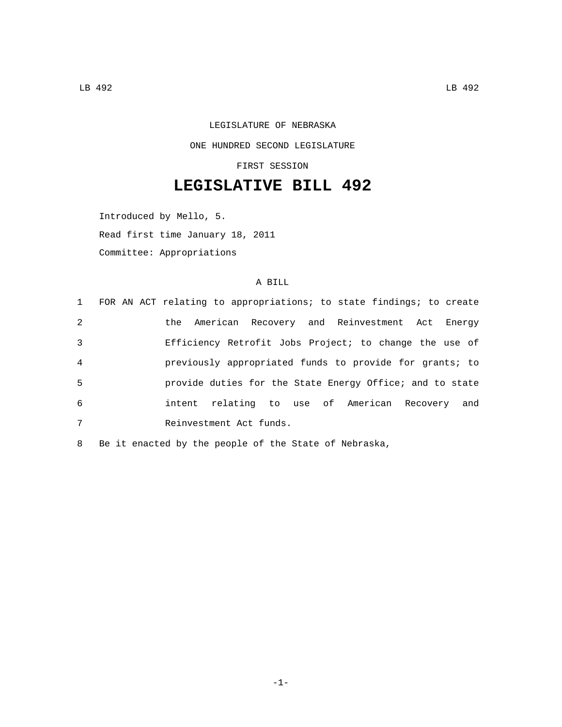LEGISLATURE OF NEBRASKA

ONE HUNDRED SECOND LEGISLATURE

FIRST SESSION

# LEGISLATIVE BILL 492

Introduced by Mello, 5.

Read first time January 18, 2011

Committee: Appropriations

A BILL

1 FOR AN ACT relating to appropriations; to state findings; to create
2 the American Recovery and Reinvestment Act Energy
3 Efficiency Retrofit Jobs Project; to change the use of
4 previously appropriated funds to provide for grants; to
5 provide duties for the State Energy Office; and to state
6 intent relating to use of American Recovery and
7 Reinvestment Act funds.

8 Be it enacted by the people of the State of Nebraska,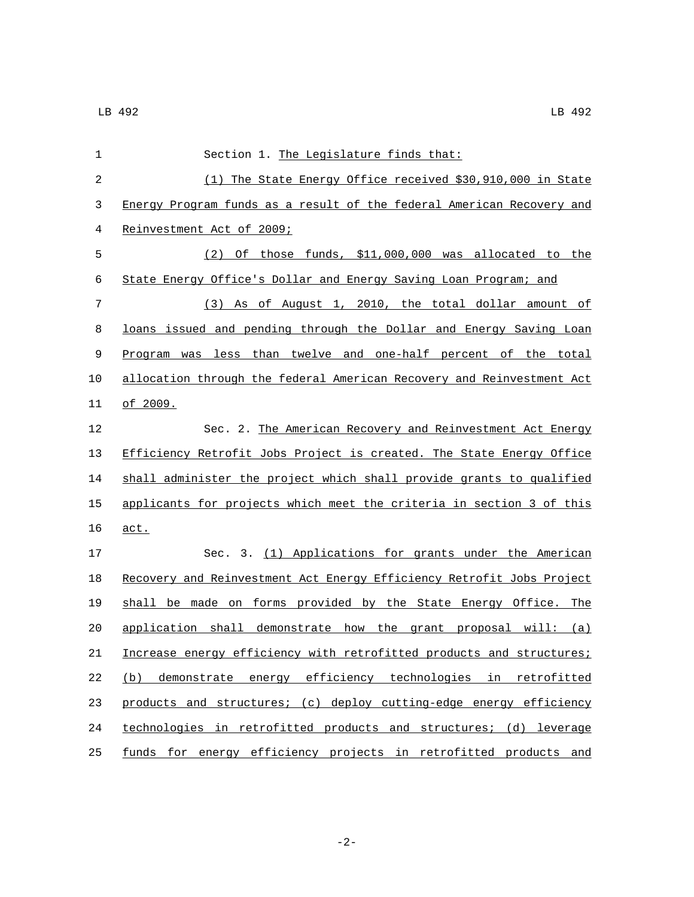Section 1. The Legislature finds that:

(1) The State Energy Office received $30,910,000 in State Energy Program funds as a result of the federal American Recovery and Reinvestment Act of 2009;

(2) Of those funds, $11,000,000 was allocated to the State Energy Office's Dollar and Energy Saving Loan Program; and

(3) As of August 1, 2010, the total dollar amount of loans issued and pending through the Dollar and Energy Saving Loan Program was less than twelve and one-half percent of the total allocation through the federal American Recovery and Reinvestment Act of 2009.

Sec. 2. The American Recovery and Reinvestment Act Energy Efficiency Retrofit Jobs Project is created. The State Energy Office shall administer the project which shall provide grants to qualified applicants for projects which meet the criteria in section 3 of this act.

Sec. 3. (1) Applications for grants under the American Recovery and Reinvestment Act Energy Efficiency Retrofit Jobs Project shall be made on forms provided by the State Energy Office. The application shall demonstrate how the grant proposal will: (a) Increase energy efficiency with retrofitted products and structures; (b) demonstrate energy efficiency technologies in retrofitted products and structures; (c) deploy cutting-edge energy efficiency technologies in retrofitted products and structures; (d) leverage funds for energy efficiency projects in retrofitted products and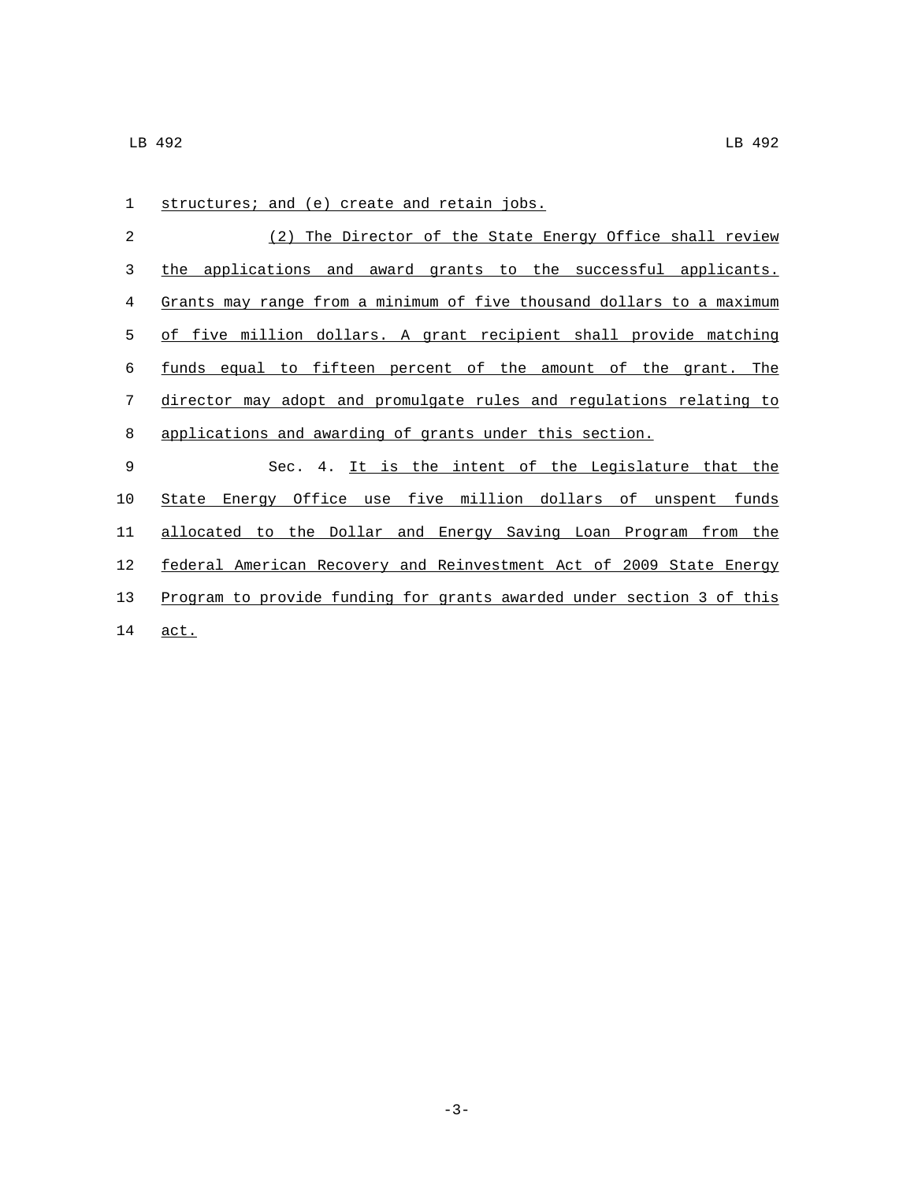structures; and (e) create and retain jobs.

(2) The Director of the State Energy Office shall review the applications and award grants to the successful applicants. Grants may range from a minimum of five thousand dollars to a maximum of five million dollars. A grant recipient shall provide matching funds equal to fifteen percent of the amount of the grant. The director may adopt and promulgate rules and regulations relating to applications and awarding of grants under this section.

Sec. 4. It is the intent of the Legislature that the State Energy Office use five million dollars of unspent funds allocated to the Dollar and Energy Saving Loan Program from the federal American Recovery and Reinvestment Act of 2009 State Energy Program to provide funding for grants awarded under section 3 of this act.